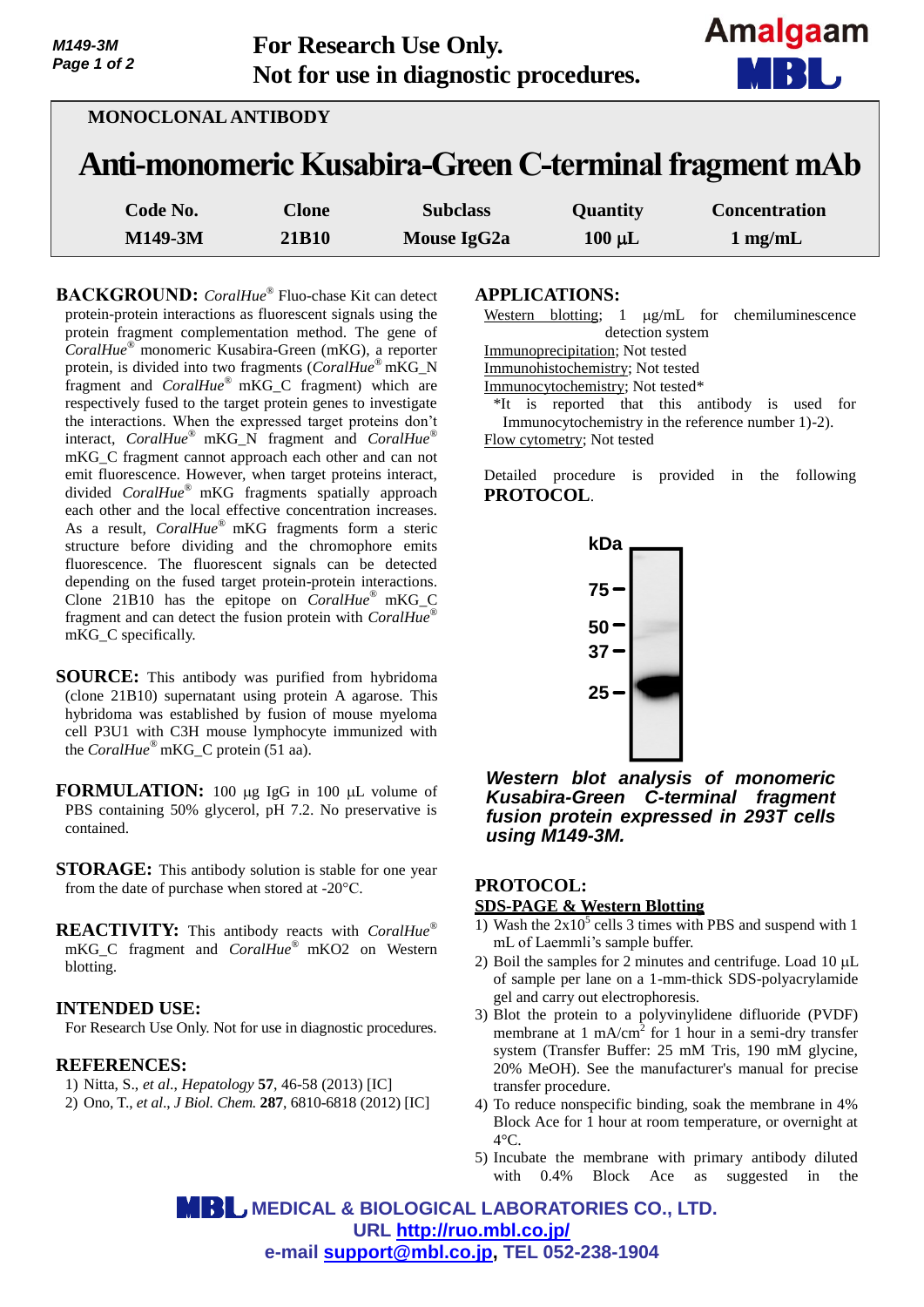**For Research Use Only.**
**Not for use in diagnostic procedures.**

MONOCLONAL ANTIBODY

# Anti-monomeric Kusabira-Green C-terminal fragment mAb

| Code No. | Clone | Subclass | Quantity | Concentration |
|---|---|---|---|---|
| M149-3M | 21B10 | Mouse IgG2a | 100 µL | 1 mg/mL |

**BACKGROUND:** *CoralHue*® Fluo-chase Kit can detect protein-protein interactions as fluorescent signals using the protein fragment complementation method. The gene of *CoralHue*® monomeric Kusabira-Green (mKG), a reporter protein, is divided into two fragments (*CoralHue*® mKG_N fragment and *CoralHue*® mKG_C fragment) which are respectively fused to the target protein genes to investigate the interactions. When the expressed target proteins don't interact, *CoralHue*® mKG_N fragment and *CoralHue*® mKG_C fragment cannot approach each other and can not emit fluorescence. However, when target proteins interact, divided *CoralHue*® mKG fragments spatially approach each other and the local effective concentration increases. As a result, *CoralHue*® mKG fragments form a steric structure before dividing and the chromophore emits fluorescence. The fluorescent signals can be detected depending on the fused target protein-protein interactions. Clone 21B10 has the epitope on *CoralHue*® mKG_C fragment and can detect the fusion protein with *CoralHue*® mKG_C specifically.

**SOURCE:** This antibody was purified from hybridoma (clone 21B10) supernatant using protein A agarose. This hybridoma was established by fusion of mouse myeloma cell P3U1 with C3H mouse lymphocyte immunized with the *CoralHue*® mKG_C protein (51 aa).

**FORMULATION:** 100 µg IgG in 100 µL volume of PBS containing 50% glycerol, pH 7.2. No preservative is contained.

**STORAGE:** This antibody solution is stable for one year from the date of purchase when stored at -20°C.

**REACTIVITY:** This antibody reacts with *CoralHue*® mKG_C fragment and *CoralHue*® mKO2 on Western blotting.

**INTENDED USE:**
For Research Use Only. Not for use in diagnostic procedures.

**REFERENCES:**
1) Nitta, S., *et al*., *Hepatology* **57**, 46-58 (2013) [IC]
2) Ono, T., *et al*., *J Biol. Chem.* **287**, 6810-6818 (2012) [IC]

**APPLICATIONS:**
Western blotting; 1 µg/mL for chemiluminescence detection system
Immunoprecipitation; Not tested
Immunohistochemistry; Not tested
Immunocytochemistry; Not tested*
*It is reported that this antibody is used for Immunocytochemistry in the reference number 1)-2).
Flow cytometry; Not tested

Detailed procedure is provided in the following **PROTOCOL**.

*Western blot analysis of monomeric Kusabira-Green C-terminal fragment fusion protein expressed in 293T cells using M149-3M.*

**PROTOCOL:**

**SDS-PAGE & Western Blotting**

1) Wash the $2 x 10^5$ cells 3 times with PBS and suspend with 1 mL of Laemmli's sample buffer.
2) Boil the samples for 2 minutes and centrifuge. Load 10 µL of sample per lane on a 1-mm-thick SDS-polyacrylamide gel and carry out electrophoresis.
3) Blot the protein to a polyvinylidene difluoride (PVDF) membrane at 1 mA/$cm^2$ for 1 hour in a semi-dry transfer system (Transfer Buffer: 25 mM Tris, 190 mM glycine, 20% MeOH). See the manufacturer's manual for precise transfer procedure.
4) To reduce nonspecific binding, soak the membrane in 4% Block Ace for 1 hour at room temperature, or overnight at 4°C.
5) Incubate the membrane with primary antibody diluted with 0.4% Block Ace as suggested in the

**MEDICAL & BIOLOGICAL LABORATORIES CO., LTD.**
URL http://ruo.mbl.co.jp/
e-mail support@mbl.co.jp, TEL 052-238-1904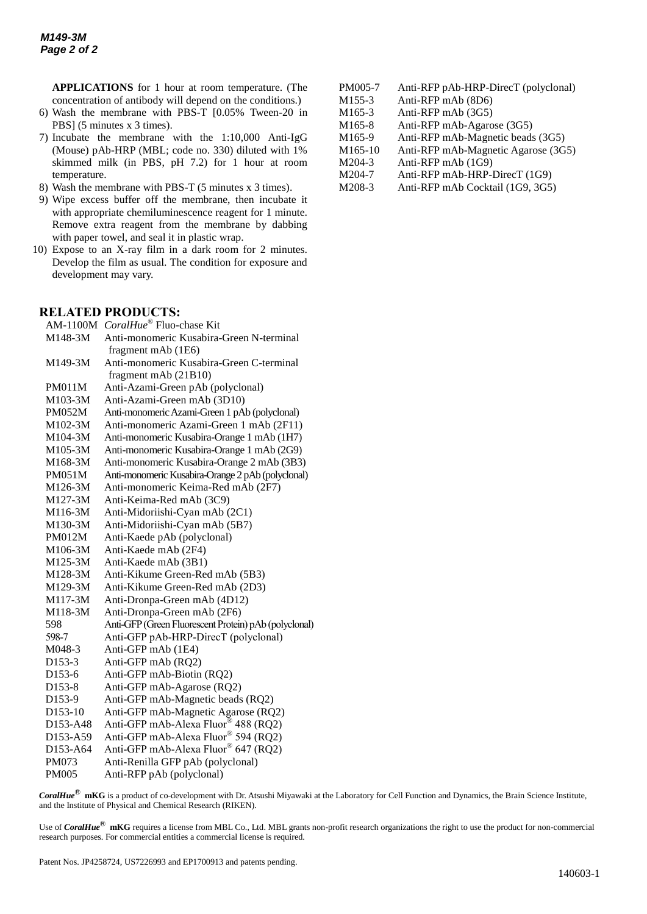APPLICATIONS for 1 hour at room temperature. (The concentration of antibody will depend on the conditions.)

6) Wash the membrane with PBS-T [0.05% Tween-20 in PBS] (5 minutes x 3 times).
7) Incubate the membrane with the 1:10,000 Anti-IgG (Mouse) pAb-HRP (MBL; code no. 330) diluted with 1% skimmed milk (in PBS, pH 7.2) for 1 hour at room temperature.
8) Wash the membrane with PBS-T (5 minutes x 3 times).
9) Wipe excess buffer off the membrane, then incubate it with appropriate chemiluminescence reagent for 1 minute. Remove extra reagent from the membrane by dabbing with paper towel, and seal it in plastic wrap.
10) Expose to an X-ray film in a dark room for 2 minutes. Develop the film as usual. The condition for exposure and development may vary.

## RELATED PRODUCTS:

| | |
|---|---|
| AM-1100M | *CoralHue*® Fluo-chase Kit |
| M148-3M | Anti-monomeric Kusabira-Green N-terminal fragment mAb (1E6) |
| M149-3M | Anti-monomeric Kusabira-Green C-terminal fragment mAb (21B10) |
| PM011M | Anti-Azami-Green pAb (polyclonal) |
| M103-3M | Anti-Azami-Green mAb (3D10) |
| PM052M | Anti-monomeric Azami-Green 1 pAb (polyclonal) |
| M102-3M | Anti-monomeric Azami-Green 1 mAb (2F11) |
| M104-3M | Anti-monomeric Kusabira-Orange 1 mAb (1H7) |
| M105-3M | Anti-monomeric Kusabira-Orange 1 mAb (2G9) |
| M168-3M | Anti-monomeric Kusabira-Orange 2 mAb (3B3) |
| PM051M | Anti-monomeric Kusabira-Orange 2 pAb (polyclonal) |
| M126-3M | Anti-monomeric Keima-Red mAb (2F7) |
| M127-3M | Anti-Keima-Red mAb (3C9) |
| M116-3M | Anti-Midoriishi-Cyan mAb (2C1) |
| M130-3M | Anti-Midoriishi-Cyan mAb (5B7) |
| PM012M | Anti-Kaede pAb (polyclonal) |
| M106-3M | Anti-Kaede mAb (2F4) |
| M125-3M | Anti-Kaede mAb (3B1) |
| M128-3M | Anti-Kikume Green-Red mAb (5B3) |
| M129-3M | Anti-Kikume Green-Red mAb (2D3) |
| M117-3M | Anti-Dronpa-Green mAb (4D12) |
| M118-3M | Anti-Dronpa-Green mAb (2F6) |
| 598 | Anti-GFP (Green Fluorescent Protein) pAb (polyclonal) |
| 598-7 | Anti-GFP pAb-HRP-DirecT (polyclonal) |
| M048-3 | Anti-GFP mAb (1E4) |
| D153-3 | Anti-GFP mAb (RQ2) |
| D153-6 | Anti-GFP mAb-Biotin (RQ2) |
| D153-8 | Anti-GFP mAb-Agarose (RQ2) |
| D153-9 | Anti-GFP mAb-Magnetic beads (RQ2) |
| D153-10 | Anti-GFP mAb-Magnetic Agarose (RQ2) |
| D153-A48 | Anti-GFP mAb-Alexa Fluor® 488 (RQ2) |
| D153-A59 | Anti-GFP mAb-Alexa Fluor® 594 (RQ2) |
| D153-A64 | Anti-GFP mAb-Alexa Fluor® 647 (RQ2) |
| PM073 | Anti-Renilla GFP pAb (polyclonal) |
| PM005 | Anti-RFP pAb (polyclonal) |
| PM005-7 | Anti-RFP pAb-HRP-DirecT (polyclonal) |
| M155-3 | Anti-RFP mAb (8D6) |
| M165-3 | Anti-RFP mAb (3G5) |
| M165-8 | Anti-RFP mAb-Agarose (3G5) |
| M165-9 | Anti-RFP mAb-Magnetic beads (3G5) |
| M165-10 | Anti-RFP mAb-Magnetic Agarose (3G5) |
| M204-3 | Anti-RFP mAb (1G9) |
| M204-7 | Anti-RFP mAb-HRP-DirecT (1G9) |
| M208-3 | Anti-RFP mAb Cocktail (1G9, 3G5) |

***CoralHue*® mKG** is a product of co-development with Dr. Atsushi Miyawaki at the Laboratory for Cell Function and Dynamics, the Brain Science Institute, and the Institute of Physical and Chemical Research (RIKEN).

Use of ***CoralHue*® mKG** requires a license from MBL Co., Ltd. MBL grants non-profit research organizations the right to use the product for non-commercial research purposes. For commercial entities a commercial license is required.

Patent Nos. JP4258724, US7226993 and EP1700913 and patents pending.

140603-1